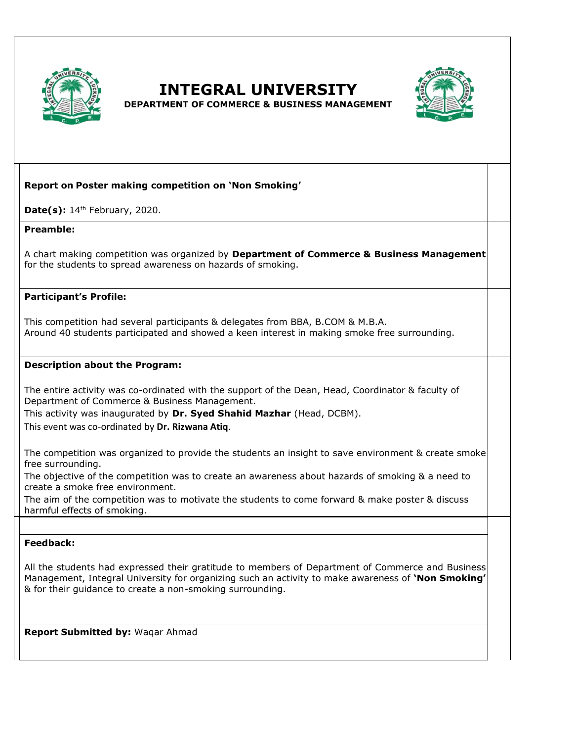# INTEGRAL UNIVERSITY

**DEPARTMENT OF COMMERCE & BUSINESS MANAGEMENT**

**Report on Poster making competition on 'Non Smoking'**

**Date(s):** 14th February, 2020.

**Preamble:**

A chart making competition was organized by **Department of Commerce & Business Management** for the students to spread awareness on hazards of smoking.

**Participant's Profile:**

This competition had several participants & delegates from BBA, B.COM & M.B.A.
Around 40 students participated and showed a keen interest in making smoke free surrounding.

**Description about the Program:**

The entire activity was co-ordinated with the support of the Dean, Head, Coordinator & faculty of Department of Commerce & Business Management.
This activity was inaugurated by **Dr. Syed Shahid Mazhar** (Head, DCBM).
This event was co-ordinated by **Dr. Rizwana Atiq**.

The competition was organized to provide the students an insight to save environment & create smoke free surrounding.
The objective of the competition was to create an awareness about hazards of smoking & a need to create a smoke free environment.
The aim of the competition was to motivate the students to come forward & make poster & discuss harmful effects of smoking.

**Feedback:**

All the students had expressed their gratitude to members of Department of Commerce and Business Management, Integral University for organizing such an activity to make awareness of **'Non Smoking'** & for their guidance to create a non-smoking surrounding.

**Report Submitted by:** Waqar Ahmad